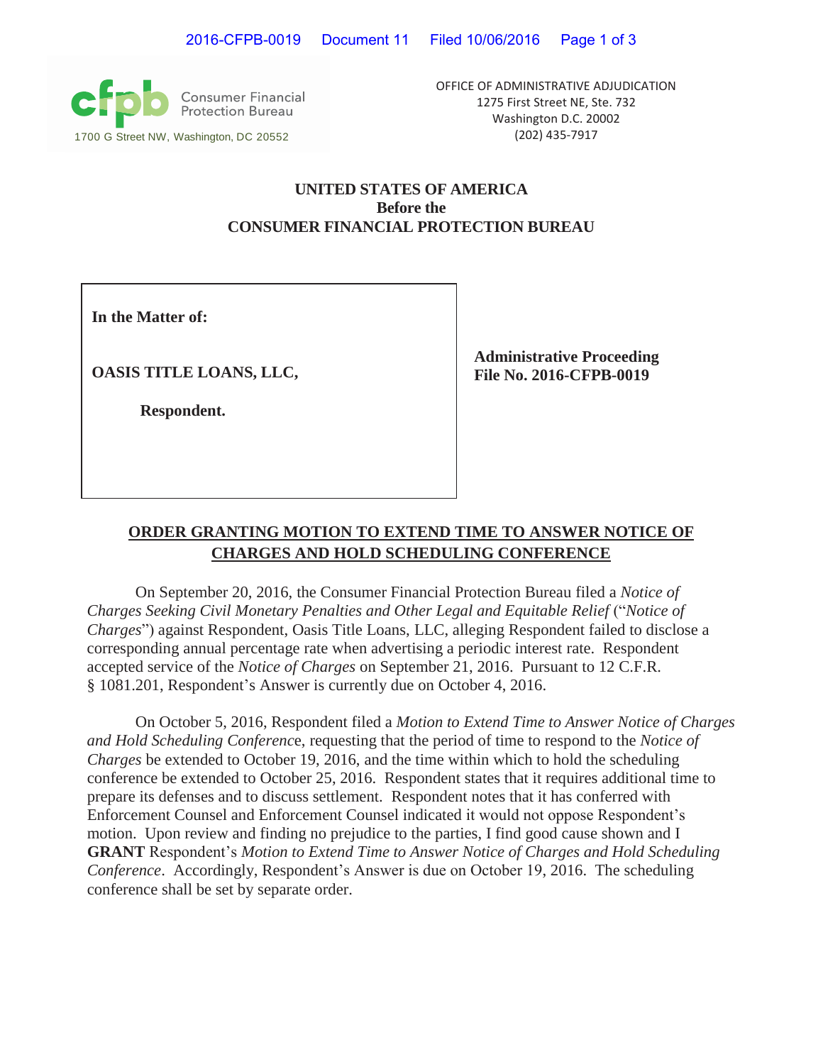Consumer Financial Protection Bureau
1700 G Street NW, Washington, DC 20552

OFFICE OF ADMINISTRATIVE ADJUDICATION
1275 First Street NE, Ste. 732
Washington D.C. 20002
(202) 435-7917

**UNITED STATES OF AMERICA**
**Before the**
**CONSUMER FINANCIAL PROTECTION BUREAU**

| **In the Matter of:**<br><br>**OASIS TITLE LOANS, LLC,**<br><br>**Respondent.** | **Administrative Proceeding File No. 2016-CFPB-0019** |
|---|---|

**ORDER GRANTING MOTION TO EXTEND TIME TO ANSWER NOTICE OF CHARGES AND HOLD SCHEDULING CONFERENCE**

On September 20, 2016, the Consumer Financial Protection Bureau filed a *Notice of Charges Seeking Civil Monetary Penalties and Other Legal and Equitable Relief* ("*Notice of Charges*") against Respondent, Oasis Title Loans, LLC, alleging Respondent failed to disclose a corresponding annual percentage rate when advertising a periodic interest rate. Respondent accepted service of the *Notice of Charges* on September 21, 2016. Pursuant to 12 C.F.R. § 1081.201, Respondent's Answer is currently due on October 4, 2016.

On October 5, 2016, Respondent filed a *Motion to Extend Time to Answer Notice of Charges and Hold Scheduling Conference*, requesting that the period of time to respond to the *Notice of Charges* be extended to October 19, 2016, and the time within which to hold the scheduling conference be extended to October 25, 2016. Respondent states that it requires additional time to prepare its defenses and to discuss settlement. Respondent notes that it has conferred with Enforcement Counsel and Enforcement Counsel indicated it would not oppose Respondent's motion. Upon review and finding no prejudice to the parties, I find good cause shown and I **GRANT** Respondent's *Motion to Extend Time to Answer Notice of Charges and Hold Scheduling Conference*. Accordingly, Respondent's Answer is due on October 19, 2016. The scheduling conference shall be set by separate order.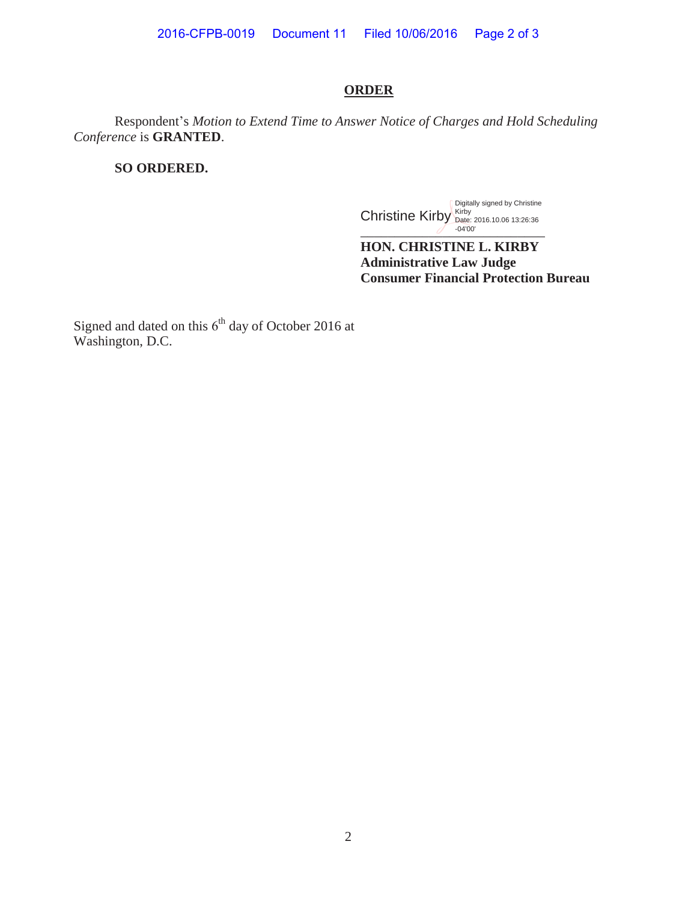## ORDER

Respondent's *Motion to Extend Time to Answer Notice of Charges and Hold Scheduling Conference* is **GRANTED**.

**SO ORDERED.**

Christine Kirby Digitally signed by Christine Kirby Date: 2016.10.06 13:26:36 -04'00'

**HON. CHRISTINE L. KIRBY**
**Administrative Law Judge**
**Consumer Financial Protection Bureau**

Signed and dated on this 6th day of October 2016 at Washington, D.C.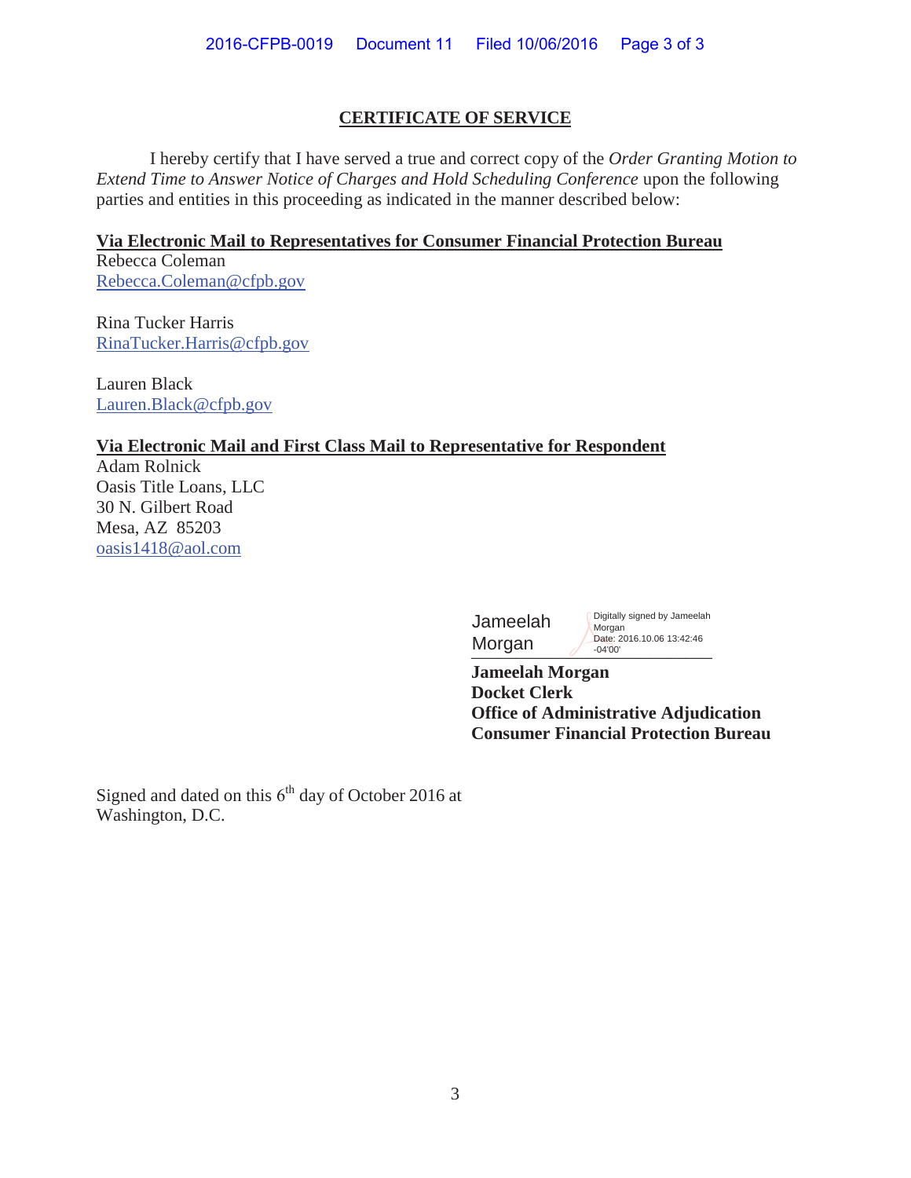## CERTIFICATE OF SERVICE

I hereby certify that I have served a true and correct copy of the *Order Granting Motion to Extend Time to Answer Notice of Charges and Hold Scheduling Conference* upon the following parties and entities in this proceeding as indicated in the manner described below:

**Via Electronic Mail to Representatives for Consumer Financial Protection Bureau**

Rebecca Coleman
Rebecca.Coleman@cfpb.gov

Rina Tucker Harris
RinaTucker.Harris@cfpb.gov

Lauren Black
Lauren.Black@cfpb.gov

**Via Electronic Mail and First Class Mail to Representative for Respondent**

Adam Rolnick
Oasis Title Loans, LLC
30 N. Gilbert Road
Mesa, AZ 85203
oasis1418@aol.com

Jameelah Morgan — Digitally signed by Jameelah Morgan Date: 2016.10.06 13:42:46 -04'00'

**Jameelah Morgan**
**Docket Clerk**
**Office of Administrative Adjudication**
**Consumer Financial Protection Bureau**

Signed and dated on this 6th day of October 2016 at Washington, D.C.